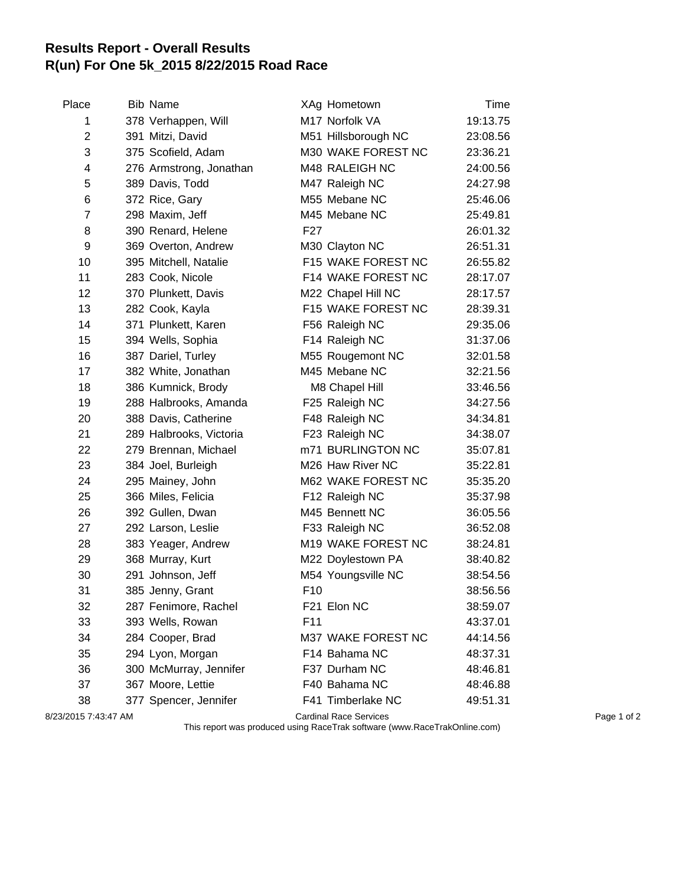# Results Report - Overall Results
# R(un) For One 5k_2015 8/22/2015 Road Race

| Place | Bib | Name | XAg | Hometown | Time |
|---|---|---|---|---|---|
| 1 | 378 | Verhappen, Will | M17 | Norfolk VA | 19:13.75 |
| 2 | 391 | Mitzi, David | M51 | Hillsborough NC | 23:08.56 |
| 3 | 375 | Scofield, Adam | M30 | WAKE FOREST NC | 23:36.21 |
| 4 | 276 | Armstrong, Jonathan | M48 | RALEIGH NC | 24:00.56 |
| 5 | 389 | Davis, Todd | M47 | Raleigh NC | 24:27.98 |
| 6 | 372 | Rice, Gary | M55 | Mebane NC | 25:46.06 |
| 7 | 298 | Maxim, Jeff | M45 | Mebane NC | 25:49.81 |
| 8 | 390 | Renard, Helene | F27 | | 26:01.32 |
| 9 | 369 | Overton, Andrew | M30 | Clayton NC | 26:51.31 |
| 10 | 395 | Mitchell, Natalie | F15 | WAKE FOREST NC | 26:55.82 |
| 11 | 283 | Cook, Nicole | F14 | WAKE FOREST NC | 28:17.07 |
| 12 | 370 | Plunkett, Davis | M22 | Chapel Hill NC | 28:17.57 |
| 13 | 282 | Cook, Kayla | F15 | WAKE FOREST NC | 28:39.31 |
| 14 | 371 | Plunkett, Karen | F56 | Raleigh NC | 29:35.06 |
| 15 | 394 | Wells, Sophia | F14 | Raleigh NC | 31:37.06 |
| 16 | 387 | Dariel, Turley | M55 | Rougemont NC | 32:01.58 |
| 17 | 382 | White, Jonathan | M45 | Mebane NC | 32:21.56 |
| 18 | 386 | Kumnick, Brody | M8 | Chapel Hill | 33:46.56 |
| 19 | 288 | Halbrooks, Amanda | F25 | Raleigh NC | 34:27.56 |
| 20 | 388 | Davis, Catherine | F48 | Raleigh NC | 34:34.81 |
| 21 | 289 | Halbrooks, Victoria | F23 | Raleigh NC | 34:38.07 |
| 22 | 279 | Brennan, Michael | m71 | BURLINGTON NC | 35:07.81 |
| 23 | 384 | Joel, Burleigh | M26 | Haw River NC | 35:22.81 |
| 24 | 295 | Mainey, John | M62 | WAKE FOREST NC | 35:35.20 |
| 25 | 366 | Miles, Felicia | F12 | Raleigh NC | 35:37.98 |
| 26 | 392 | Gullen, Dwan | M45 | Bennett NC | 36:05.56 |
| 27 | 292 | Larson, Leslie | F33 | Raleigh NC | 36:52.08 |
| 28 | 383 | Yeager, Andrew | M19 | WAKE FOREST NC | 38:24.81 |
| 29 | 368 | Murray, Kurt | M22 | Doylestown PA | 38:40.82 |
| 30 | 291 | Johnson, Jeff | M54 | Youngsville NC | 38:54.56 |
| 31 | 385 | Jenny, Grant | F10 | | 38:56.56 |
| 32 | 287 | Fenimore, Rachel | F21 | Elon NC | 38:59.07 |
| 33 | 393 | Wells, Rowan | F11 | | 43:37.01 |
| 34 | 284 | Cooper, Brad | M37 | WAKE FOREST NC | 44:14.56 |
| 35 | 294 | Lyon, Morgan | F14 | Bahama NC | 48:37.31 |
| 36 | 300 | McMurray, Jennifer | F37 | Durham NC | 48:46.81 |
| 37 | 367 | Moore, Lettie | F40 | Bahama NC | 48:46.88 |
| 38 | 377 | Spencer, Jennifer | F41 | Timberlake NC | 49:51.31 |

8/23/2015 7:43:47 AM — Cardinal Race Services

This report was produced using RaceTrak software (www.RaceTrakOnline.com)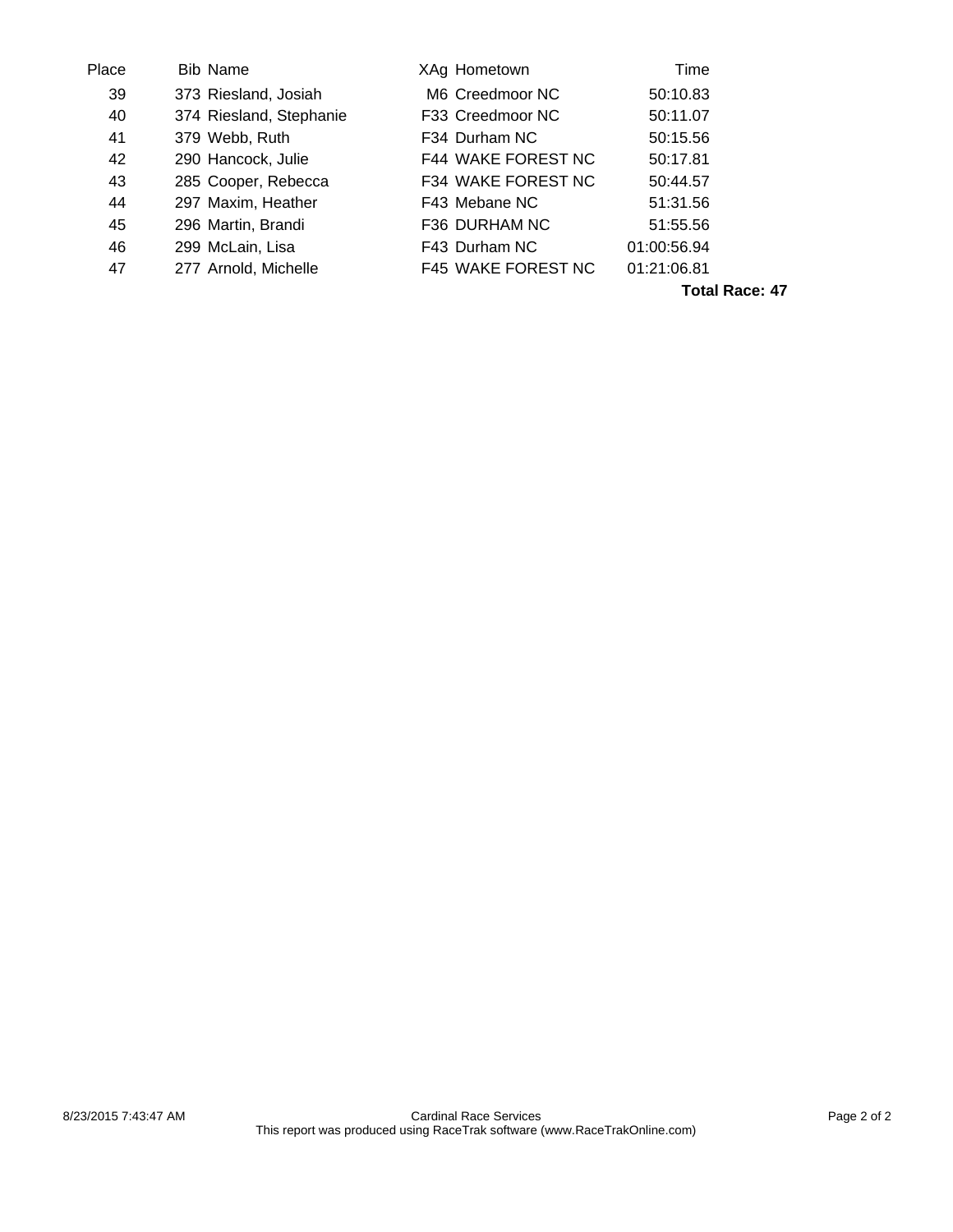| Place | Bib | Name | XAg | Hometown | Time |
|---|---|---|---|---|---|
| 39 | 373 | Riesland, Josiah | M6 | Creedmoor NC | 50:10.83 |
| 40 | 374 | Riesland, Stephanie | F33 | Creedmoor NC | 50:11.07 |
| 41 | 379 | Webb, Ruth | F34 | Durham NC | 50:15.56 |
| 42 | 290 | Hancock, Julie | F44 | WAKE FOREST NC | 50:17.81 |
| 43 | 285 | Cooper, Rebecca | F34 | WAKE FOREST NC | 50:44.57 |
| 44 | 297 | Maxim, Heather | F43 | Mebane NC | 51:31.56 |
| 45 | 296 | Martin, Brandi | F36 | DURHAM NC | 51:55.56 |
| 46 | 299 | McLain, Lisa | F43 | Durham NC | 01:00:56.94 |
| 47 | 277 | Arnold, Michelle | F45 | WAKE FOREST NC | 01:21:06.81 |

**Total Race: 47**

8/23/2015 7:43:47 AM

Cardinal Race Services
This report was produced using RaceTrak software (www.RaceTrakOnline.com)